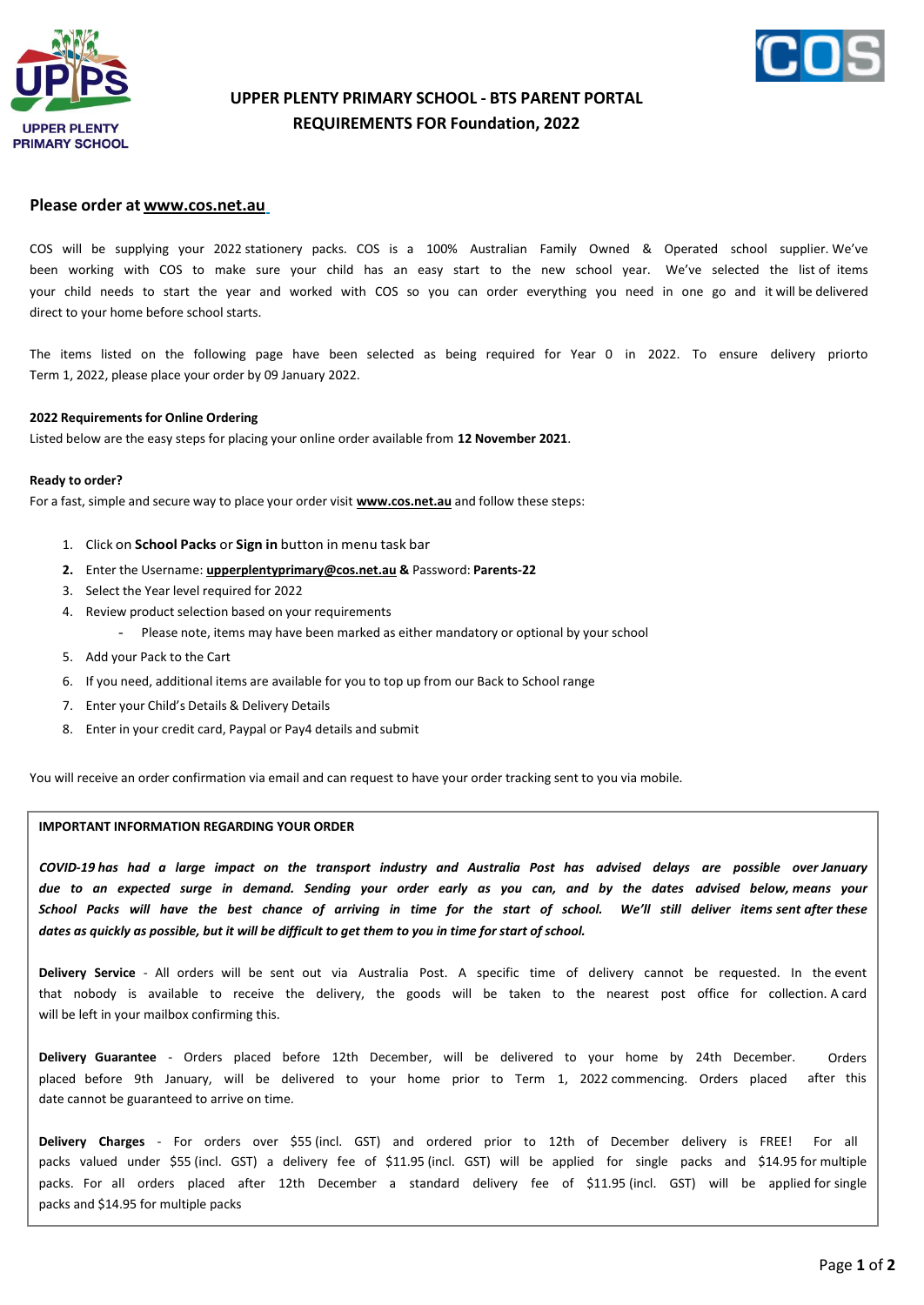UPPER PLENTY PRIMARY SCHOOL

# UPPER PLENTY PRIMARY SCHOOL - BTS PARENT PORTAL
# REQUIREMENTS FOR Foundation, 2022

## Please order at www.cos.net.au

COS will be supplying your 2022 stationery packs. COS is a 100% Australian Family Owned & Operated school supplier. We've been working with COS to make sure your child has an easy start to the new school year. We've selected the list of items your child needs to start the year and worked with COS so you can order everything you need in one go and it will be delivered direct to your home before school starts.

The items listed on the following page have been selected as being required for Year 0 in 2022. To ensure delivery priorto Term 1, 2022, please place your order by 09 January 2022.

**2022 Requirements for Online Ordering**
Listed below are the easy steps for placing your online order available from **12 November 2021**.

**Ready to order?**
For a fast, simple and secure way to place your order visit **www.cos.net.au** and follow these steps:

1. Click on **School Packs** or **Sign in** button in menu task bar
2. Enter the Username: **upperplentyprimary@cos.net.au** & Password: **Parents-22**
3. Select the Year level required for 2022
4. Review product selection based on your requirements
   - Please note, items may have been marked as either mandatory or optional by your school
5. Add your Pack to the Cart
6. If you need, additional items are available for you to top up from our Back to School range
7. Enter your Child's Details & Delivery Details
8. Enter in your credit card, Paypal or Pay4 details and submit

You will receive an order confirmation via email and can request to have your order tracking sent to you via mobile.

**IMPORTANT INFORMATION REGARDING YOUR ORDER**

***COVID-19 has had a large impact on the transport industry and Australia Post has advised delays are possible over January due to an expected surge in demand. Sending your order early as you can, and by the dates advised below, means your School Packs will have the best chance of arriving in time for the start of school. We'll still deliver items sent after these dates as quickly as possible, but it will be difficult to get them to you in time for start of school.***

**Delivery Service** - All orders will be sent out via Australia Post. A specific time of delivery cannot be requested. In the event that nobody is available to receive the delivery, the goods will be taken to the nearest post office for collection. A card will be left in your mailbox confirming this.

**Delivery Guarantee** - Orders placed before 12th December, will be delivered to your home by 24th December. Orders placed before 9th January, will be delivered to your home prior to Term 1, 2022 commencing. Orders placed after this date cannot be guaranteed to arrive on time.

**Delivery Charges** - For orders over $55 (incl. GST) and ordered prior to 12th of December delivery is FREE! For all packs valued under $55 (incl. GST) a delivery fee of $11.95 (incl. GST) will be applied for single packs and $14.95 for multiple packs. For all orders placed after 12th December a standard delivery fee of $11.95 (incl. GST) will be applied for single packs and $14.95 for multiple packs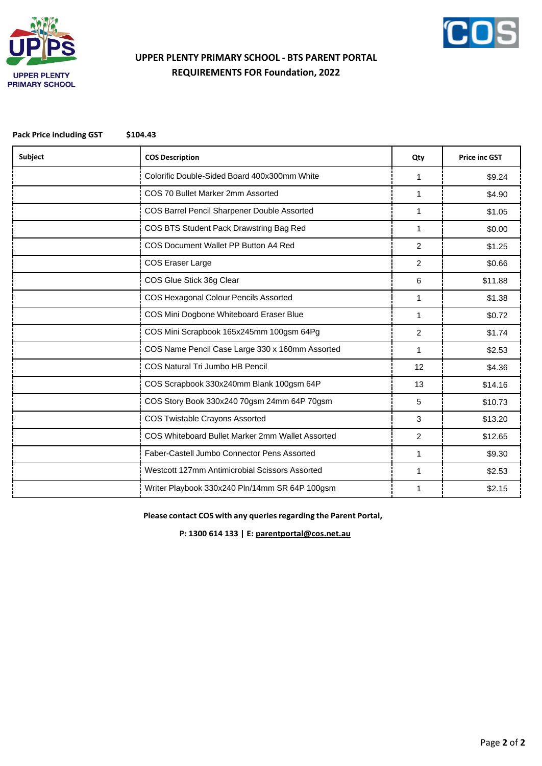UPPER PLENTY PRIMARY SCHOOL

# UPPER PLENTY PRIMARY SCHOOL - BTS PARENT PORTAL
## REQUIREMENTS FOR Foundation, 2022

**Pack Price including GST** **$104.43**

| Subject | COS Description | Qty | Price inc GST |
|---|---|---|---|
| | Colorific Double-Sided Board 400x300mm White | 1 | $9.24 |
| | COS 70 Bullet Marker 2mm Assorted | 1 | $4.90 |
| | COS Barrel Pencil Sharpener Double Assorted | 1 | $1.05 |
| | COS BTS Student Pack Drawstring Bag Red | 1 | $0.00 |
| | COS Document Wallet PP Button A4 Red | 2 | $1.25 |
| | COS Eraser Large | 2 | $0.66 |
| | COS Glue Stick 36g Clear | 6 | $11.88 |
| | COS Hexagonal Colour Pencils Assorted | 1 | $1.38 |
| | COS Mini Dogbone Whiteboard Eraser Blue | 1 | $0.72 |
| | COS Mini Scrapbook 165x245mm 100gsm 64Pg | 2 | $1.74 |
| | COS Name Pencil Case Large 330 x 160mm Assorted | 1 | $2.53 |
| | COS Natural Tri Jumbo HB Pencil | 12 | $4.36 |
| | COS Scrapbook 330x240mm Blank 100gsm 64P | 13 | $14.16 |
| | COS Story Book 330x240 70gsm 24mm 64P 70gsm | 5 | $10.73 |
| | COS Twistable Crayons Assorted | 3 | $13.20 |
| | COS Whiteboard Bullet Marker 2mm Wallet Assorted | 2 | $12.65 |
| | Faber-Castell Jumbo Connector Pens Assorted | 1 | $9.30 |
| | Westcott 127mm Antimicrobial Scissors Assorted | 1 | $2.53 |
| | Writer Playbook 330x240 Pln/14mm SR 64P 100gsm | 1 | $2.15 |

**Please contact COS with any queries regarding the Parent Portal,**

**P: 1300 614 133 | E: parentportal@cos.net.au**